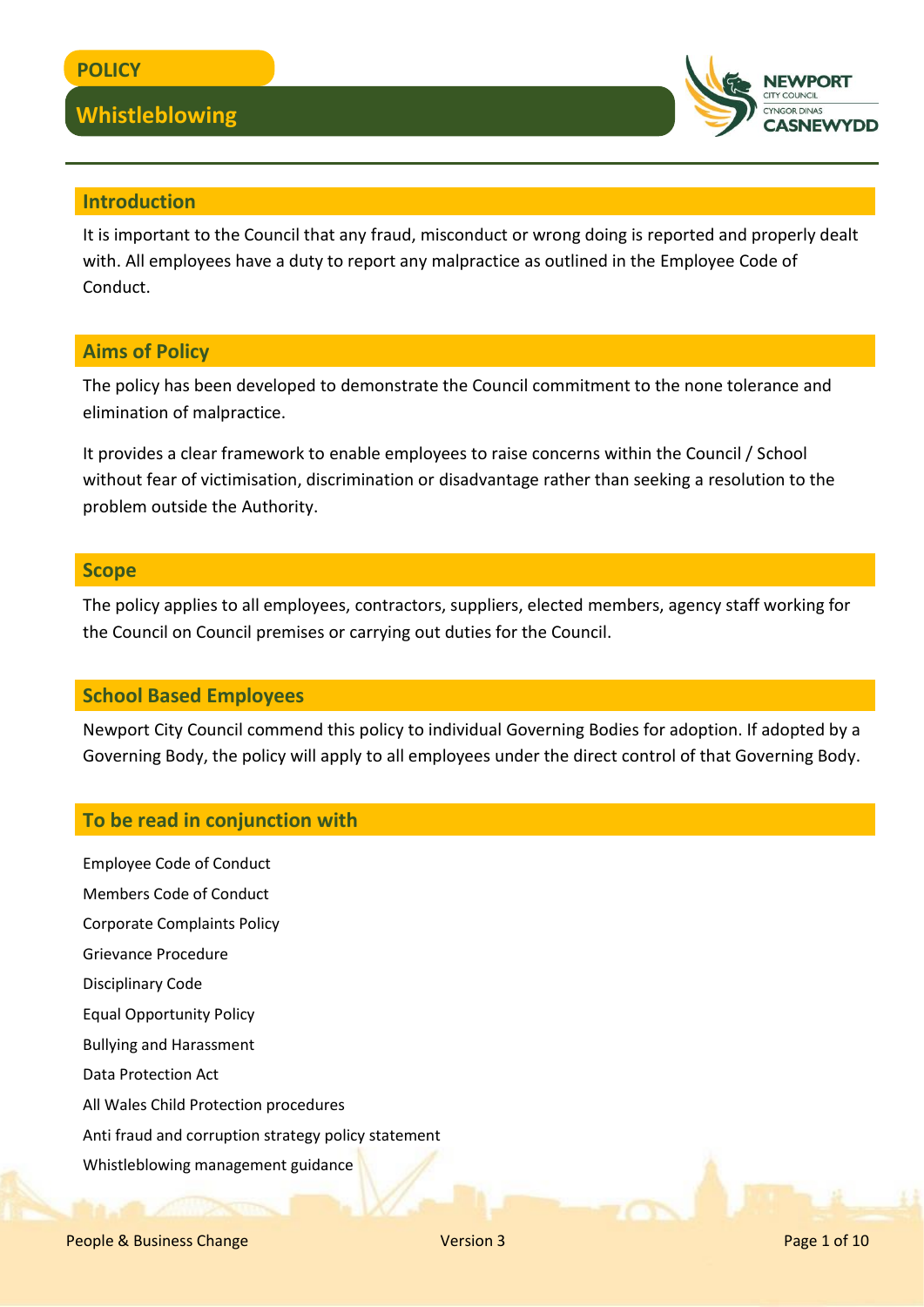POLICY

# Whistleblowing

## Introduction

It is important to the Council that any fraud, misconduct or wrong doing is reported and properly dealt with. All employees have a duty to report any malpractice as outlined in the Employee Code of Conduct.

## Aims of Policy

The policy has been developed to demonstrate the Council commitment to the none tolerance and elimination of malpractice.

It provides a clear framework to enable employees to raise concerns within the Council / School without fear of victimisation, discrimination or disadvantage rather than seeking a resolution to the problem outside the Authority.

## Scope

The policy applies to all employees, contractors, suppliers, elected members, agency staff working for the Council on Council premises or carrying out duties for the Council.

## School Based Employees

Newport City Council commend this policy to individual Governing Bodies for adoption. If adopted by a Governing Body, the policy will apply to all employees under the direct control of that Governing Body.

## To be read in conjunction with

Employee Code of Conduct

Members Code of Conduct

Corporate Complaints Policy

Grievance Procedure

Disciplinary Code

Equal Opportunity Policy

Bullying and Harassment

Data Protection Act

All Wales Child Protection procedures

Anti fraud and corruption strategy policy statement

Whistleblowing management guidance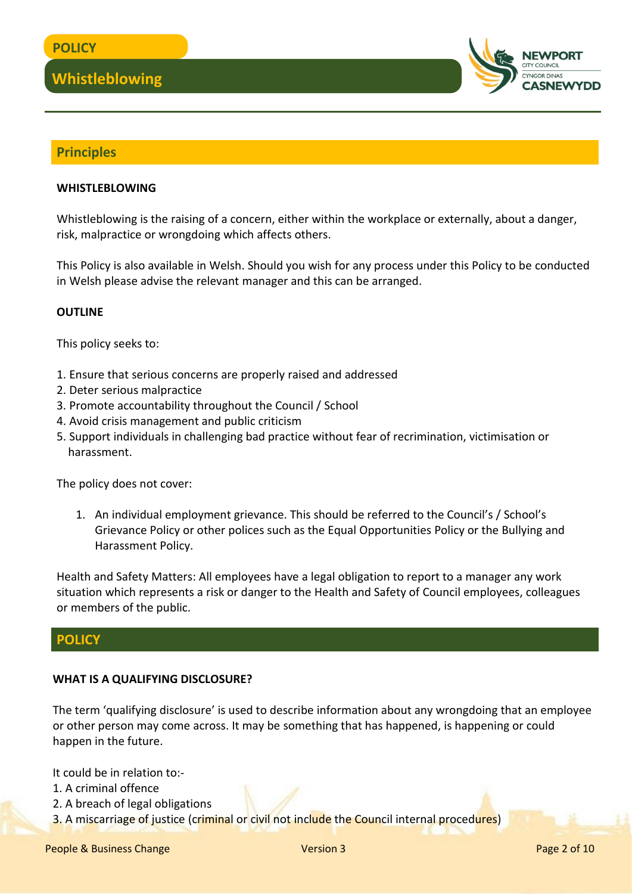## Principles

**WHISTLEBLOWING**

Whistleblowing is the raising of a concern, either within the workplace or externally, about a danger, risk, malpractice or wrongdoing which affects others.

This Policy is also available in Welsh. Should you wish for any process under this Policy to be conducted in Welsh please advise the relevant manager and this can be arranged.

**OUTLINE**

This policy seeks to:

1. Ensure that serious concerns are properly raised and addressed
2. Deter serious malpractice
3. Promote accountability throughout the Council / School
4. Avoid crisis management and public criticism
5. Support individuals in challenging bad practice without fear of recrimination, victimisation or harassment.

The policy does not cover:

1. An individual employment grievance. This should be referred to the Council's / School's Grievance Policy or other polices such as the Equal Opportunities Policy or the Bullying and Harassment Policy.

Health and Safety Matters: All employees have a legal obligation to report to a manager any work situation which represents a risk or danger to the Health and Safety of Council employees, colleagues or members of the public.

## POLICY

**WHAT IS A QUALIFYING DISCLOSURE?**

The term 'qualifying disclosure' is used to describe information about any wrongdoing that an employee or other person may come across. It may be something that has happened, is happening or could happen in the future.

It could be in relation to:-

1. A criminal offence
2. A breach of legal obligations
3. A miscarriage of justice (criminal or civil not include the Council internal procedures)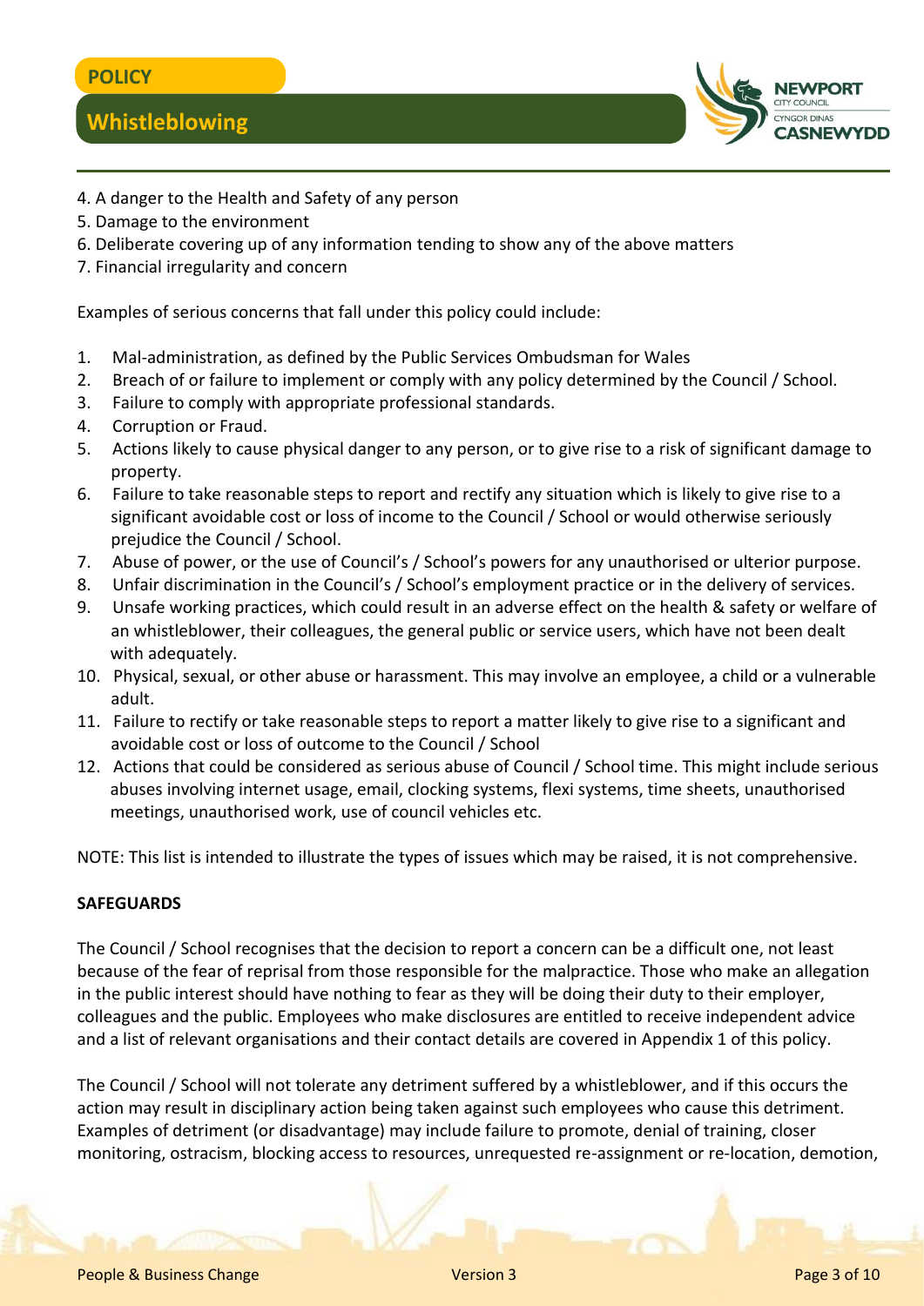4. A danger to the Health and Safety of any person
5. Damage to the environment
6. Deliberate covering up of any information tending to show any of the above matters
7. Financial irregularity and concern

Examples of serious concerns that fall under this policy could include:

1. Mal-administration, as defined by the Public Services Ombudsman for Wales
2. Breach of or failure to implement or comply with any policy determined by the Council / School.
3. Failure to comply with appropriate professional standards.
4. Corruption or Fraud.
5. Actions likely to cause physical danger to any person, or to give rise to a risk of significant damage to property.
6. Failure to take reasonable steps to report and rectify any situation which is likely to give rise to a significant avoidable cost or loss of income to the Council / School or would otherwise seriously prejudice the Council / School.
7. Abuse of power, or the use of Council's / School's powers for any unauthorised or ulterior purpose.
8. Unfair discrimination in the Council's / School's employment practice or in the delivery of services.
9. Unsafe working practices, which could result in an adverse effect on the health & safety or welfare of an whistleblower, their colleagues, the general public or service users, which have not been dealt with adequately.
10. Physical, sexual, or other abuse or harassment. This may involve an employee, a child or a vulnerable adult.
11. Failure to rectify or take reasonable steps to report a matter likely to give rise to a significant and avoidable cost or loss of outcome to the Council / School
12. Actions that could be considered as serious abuse of Council / School time. This might include serious abuses involving internet usage, email, clocking systems, flexi systems, time sheets, unauthorised meetings, unauthorised work, use of council vehicles etc.

NOTE: This list is intended to illustrate the types of issues which may be raised, it is not comprehensive.

**SAFEGUARDS**

The Council / School recognises that the decision to report a concern can be a difficult one, not least because of the fear of reprisal from those responsible for the malpractice. Those who make an allegation in the public interest should have nothing to fear as they will be doing their duty to their employer, colleagues and the public. Employees who make disclosures are entitled to receive independent advice and a list of relevant organisations and their contact details are covered in Appendix 1 of this policy.

The Council / School will not tolerate any detriment suffered by a whistleblower, and if this occurs the action may result in disciplinary action being taken against such employees who cause this detriment. Examples of detriment (or disadvantage) may include failure to promote, denial of training, closer monitoring, ostracism, blocking access to resources, unrequested re-assignment or re-location, demotion,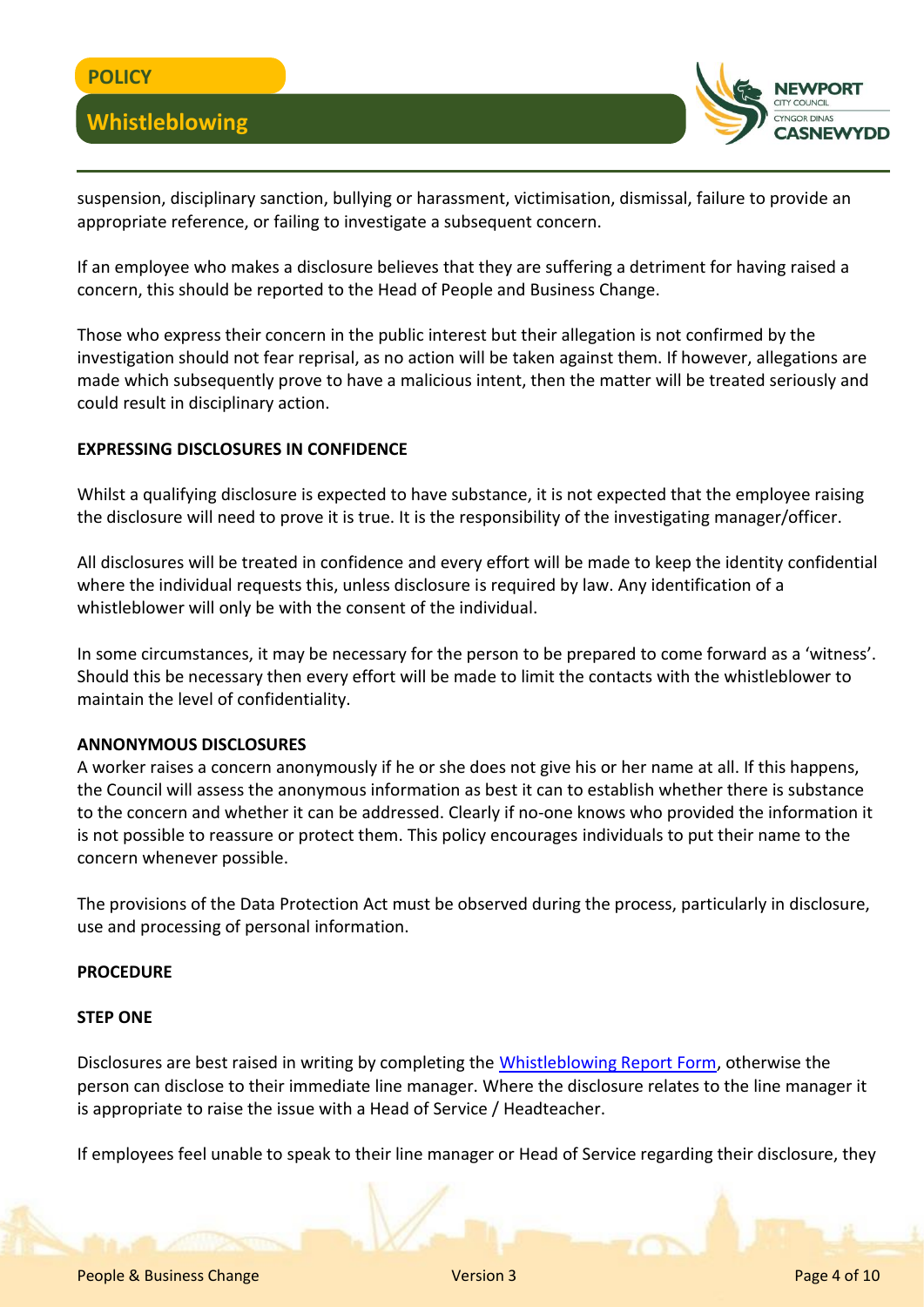suspension, disciplinary sanction, bullying or harassment, victimisation, dismissal, failure to provide an appropriate reference, or failing to investigate a subsequent concern.

If an employee who makes a disclosure believes that they are suffering a detriment for having raised a concern, this should be reported to the Head of People and Business Change.

Those who express their concern in the public interest but their allegation is not confirmed by the investigation should not fear reprisal, as no action will be taken against them. If however, allegations are made which subsequently prove to have a malicious intent, then the matter will be treated seriously and could result in disciplinary action.

**EXPRESSING DISCLOSURES IN CONFIDENCE**

Whilst a qualifying disclosure is expected to have substance, it is not expected that the employee raising the disclosure will need to prove it is true. It is the responsibility of the investigating manager/officer.

All disclosures will be treated in confidence and every effort will be made to keep the identity confidential where the individual requests this, unless disclosure is required by law. Any identification of a whistleblower will only be with the consent of the individual.

In some circumstances, it may be necessary for the person to be prepared to come forward as a 'witness'. Should this be necessary then every effort will be made to limit the contacts with the whistleblower to maintain the level of confidentiality.

**ANNONYMOUS DISCLOSURES**

A worker raises a concern anonymously if he or she does not give his or her name at all. If this happens, the Council will assess the anonymous information as best it can to establish whether there is substance to the concern and whether it can be addressed. Clearly if no-one knows who provided the information it is not possible to reassure or protect them. This policy encourages individuals to put their name to the concern whenever possible.

The provisions of the Data Protection Act must be observed during the process, particularly in disclosure, use and processing of personal information.

**PROCEDURE**

**STEP ONE**

Disclosures are best raised in writing by completing the [Whistleblowing Report Form](), otherwise the person can disclose to their immediate line manager. Where the disclosure relates to the line manager it is appropriate to raise the issue with a Head of Service / Headteacher.

If employees feel unable to speak to their line manager or Head of Service regarding their disclosure, they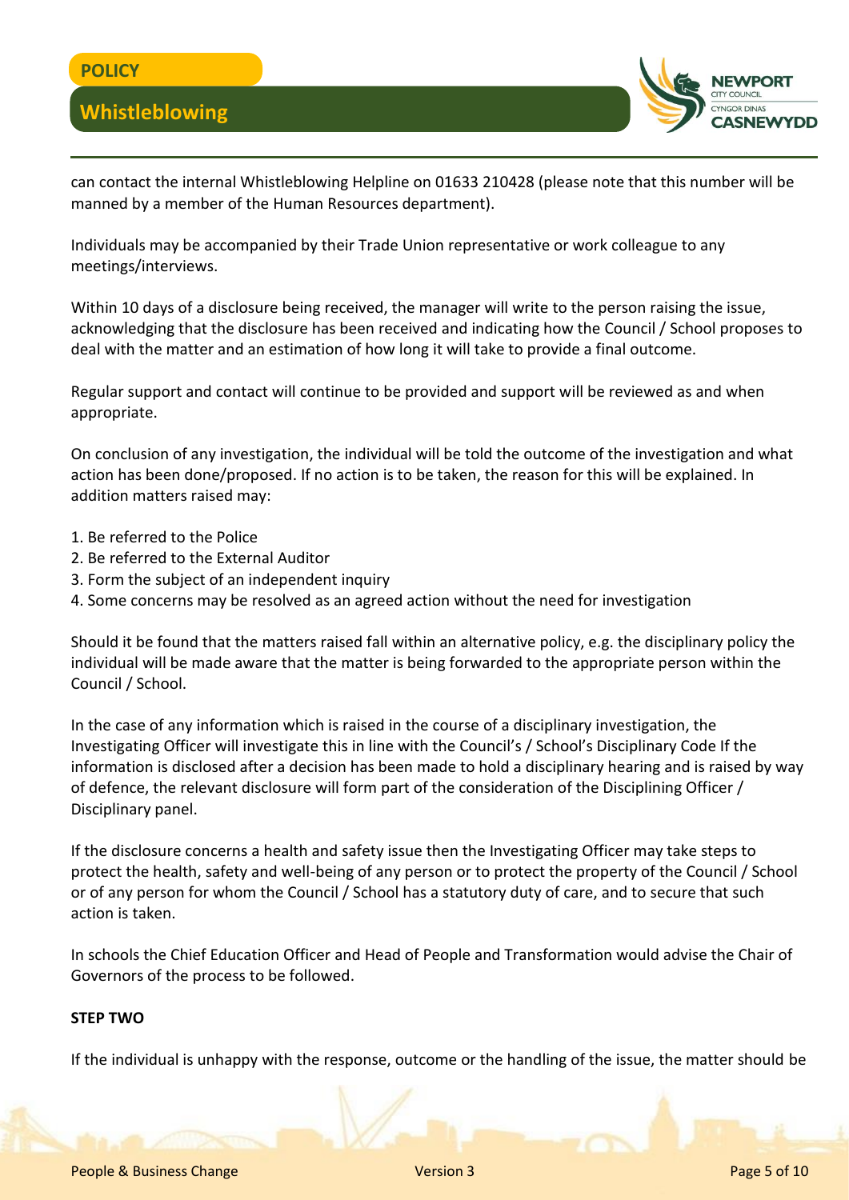can contact the internal Whistleblowing Helpline on 01633 210428 (please note that this number will be manned by a member of the Human Resources department).

Individuals may be accompanied by their Trade Union representative or work colleague to any meetings/interviews.

Within 10 days of a disclosure being received, the manager will write to the person raising the issue, acknowledging that the disclosure has been received and indicating how the Council / School proposes to deal with the matter and an estimation of how long it will take to provide a final outcome.

Regular support and contact will continue to be provided and support will be reviewed as and when appropriate.

On conclusion of any investigation, the individual will be told the outcome of the investigation and what action has been done/proposed. If no action is to be taken, the reason for this will be explained. In addition matters raised may:

1. Be referred to the Police
2. Be referred to the External Auditor
3. Form the subject of an independent inquiry
4. Some concerns may be resolved as an agreed action without the need for investigation

Should it be found that the matters raised fall within an alternative policy, e.g. the disciplinary policy the individual will be made aware that the matter is being forwarded to the appropriate person within the Council / School.

In the case of any information which is raised in the course of a disciplinary investigation, the Investigating Officer will investigate this in line with the Council's / School's Disciplinary Code If the information is disclosed after a decision has been made to hold a disciplinary hearing and is raised by way of defence, the relevant disclosure will form part of the consideration of the Disciplining Officer / Disciplinary panel.

If the disclosure concerns a health and safety issue then the Investigating Officer may take steps to protect the health, safety and well-being of any person or to protect the property of the Council / School or of any person for whom the Council / School has a statutory duty of care, and to secure that such action is taken.

In schools the Chief Education Officer and Head of People and Transformation would advise the Chair of Governors of the process to be followed.

**STEP TWO**

If the individual is unhappy with the response, outcome or the handling of the issue, the matter should be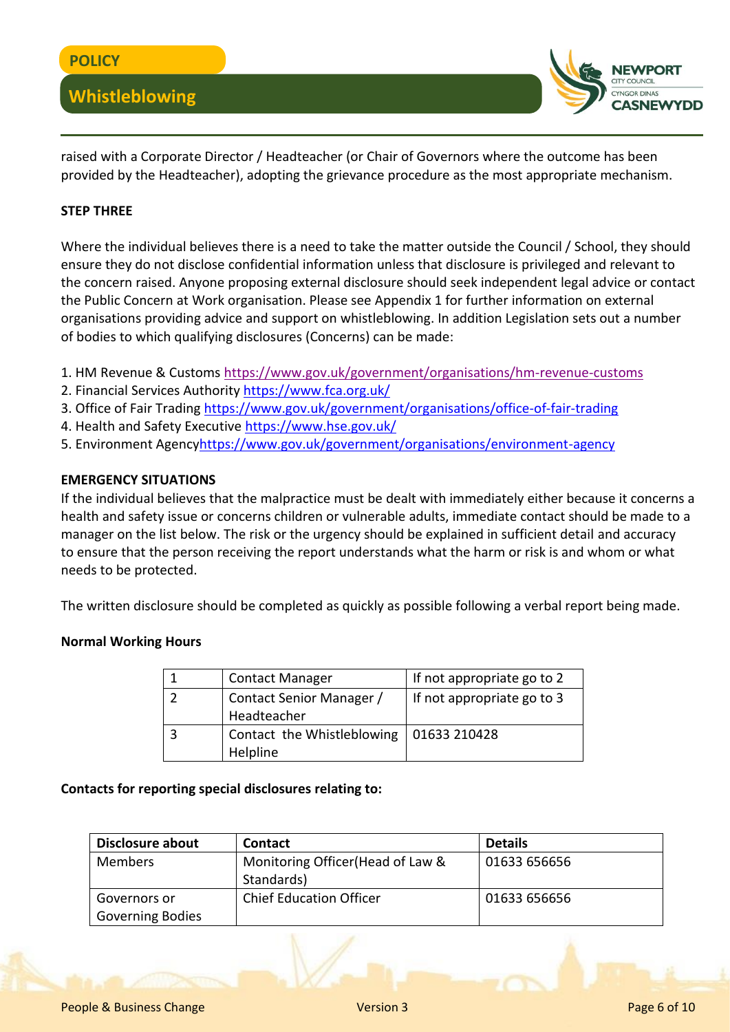raised with a Corporate Director / Headteacher (or Chair of Governors where the outcome has been provided by the Headteacher), adopting the grievance procedure as the most appropriate mechanism.

**STEP THREE**

Where the individual believes there is a need to take the matter outside the Council / School, they should ensure they do not disclose confidential information unless that disclosure is privileged and relevant to the concern raised. Anyone proposing external disclosure should seek independent legal advice or contact the Public Concern at Work organisation. Please see Appendix 1 for further information on external organisations providing advice and support on whistleblowing. In addition Legislation sets out a number of bodies to which qualifying disclosures (Concerns) can be made:

1. HM Revenue & Customs https://www.gov.uk/government/organisations/hm-revenue-customs
2. Financial Services Authority https://www.fca.org.uk/
3. Office of Fair Trading https://www.gov.uk/government/organisations/office-of-fair-trading
4. Health and Safety Executive https://www.hse.gov.uk/
5. Environment Agencyhttps://www.gov.uk/government/organisations/environment-agency

**EMERGENCY SITUATIONS**

If the individual believes that the malpractice must be dealt with immediately either because it concerns a health and safety issue or concerns children or vulnerable adults, immediate contact should be made to a manager on the list below. The risk or the urgency should be explained in sufficient detail and accuracy to ensure that the person receiving the report understands what the harm or risk is and whom or what needs to be protected.

The written disclosure should be completed as quickly as possible following a verbal report being made.

**Normal Working Hours**

| | | |
|---|---|---|
| 1 | Contact Manager | If not appropriate go to 2 |
| 2 | Contact Senior Manager / Headteacher | If not appropriate go to 3 |
| 3 | Contact the Whistleblowing Helpline | 01633 210428 |

**Contacts for reporting special disclosures relating to:**

| Disclosure about | Contact | Details |
|---|---|---|
| Members | Monitoring Officer(Head of Law & Standards) | 01633 656656 |
| Governors or Governing Bodies | Chief Education Officer | 01633 656656 |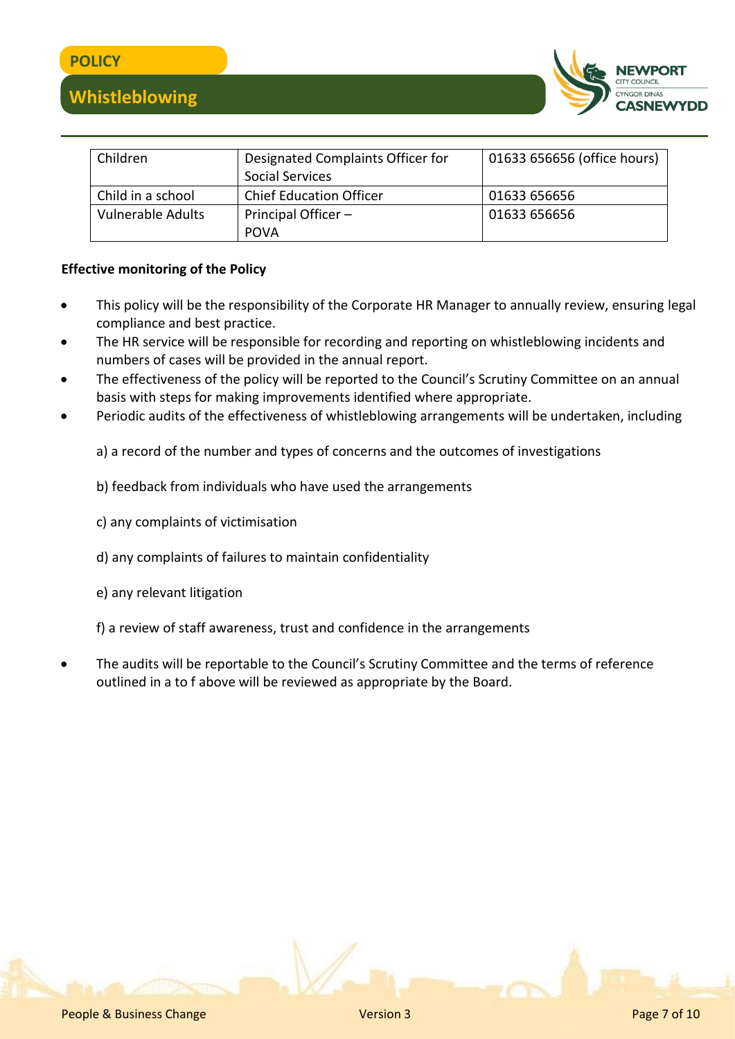| Children | Designated Complaints Officer for Social Services | 01633 656656 (office hours) |
|---|---|---|
| Child in a school | Chief Education Officer | 01633 656656 |
| Vulnerable Adults | Principal Officer – POVA | 01633 656656 |

**Effective monitoring of the Policy**

- This policy will be the responsibility of the Corporate HR Manager to annually review, ensuring legal compliance and best practice.
- The HR service will be responsible for recording and reporting on whistleblowing incidents and numbers of cases will be provided in the annual report.
- The effectiveness of the policy will be reported to the Council's Scrutiny Committee on an annual basis with steps for making improvements identified where appropriate.
- Periodic audits of the effectiveness of whistleblowing arrangements will be undertaken, including

  a) a record of the number and types of concerns and the outcomes of investigations

  b) feedback from individuals who have used the arrangements

  c) any complaints of victimisation

  d) any complaints of failures to maintain confidentiality

  e) any relevant litigation

  f) a review of staff awareness, trust and confidence in the arrangements

- The audits will be reportable to the Council's Scrutiny Committee and the terms of reference outlined in a to f above will be reviewed as appropriate by the Board.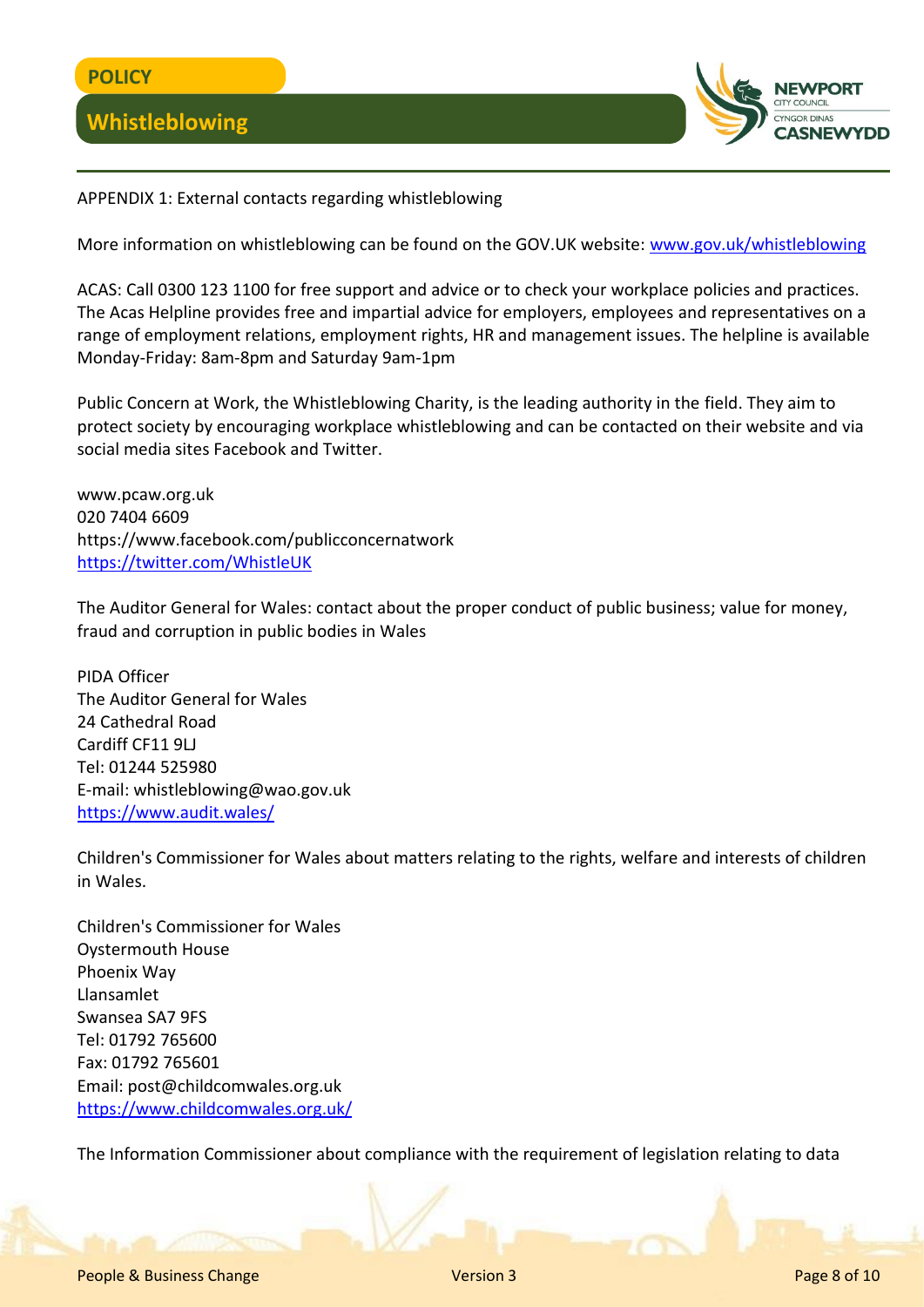APPENDIX 1: External contacts regarding whistleblowing

More information on whistleblowing can be found on the GOV.UK website: [www.gov.uk/whistleblowing](http://www.gov.uk/whistleblowing)

ACAS: Call 0300 123 1100 for free support and advice or to check your workplace policies and practices. The Acas Helpline provides free and impartial advice for employers, employees and representatives on a range of employment relations, employment rights, HR and management issues. The helpline is available Monday-Friday: 8am-8pm and Saturday 9am-1pm

Public Concern at Work, the Whistleblowing Charity, is the leading authority in the field. They aim to protect society by encouraging workplace whistleblowing and can be contacted on their website and via social media sites Facebook and Twitter.

www.pcaw.org.uk  
020 7404 6609  
https://www.facebook.com/publicconcernatwork  
[https://twitter.com/WhistleUK](https://twitter.com/WhistleUK)

The Auditor General for Wales: contact about the proper conduct of public business; value for money, fraud and corruption in public bodies in Wales

PIDA Officer  
The Auditor General for Wales  
24 Cathedral Road  
Cardiff CF11 9LJ  
Tel: 01244 525980  
E-mail: whistleblowing@wao.gov.uk  
[https://www.audit.wales/](https://www.audit.wales/)

Children's Commissioner for Wales about matters relating to the rights, welfare and interests of children in Wales.

Children's Commissioner for Wales  
Oystermouth House  
Phoenix Way  
Llansamlet  
Swansea SA7 9FS  
Tel: 01792 765600  
Fax: 01792 765601  
Email: post@childcomwales.org.uk  
[https://www.childcomwales.org.uk/](https://www.childcomwales.org.uk/)

The Information Commissioner about compliance with the requirement of legislation relating to data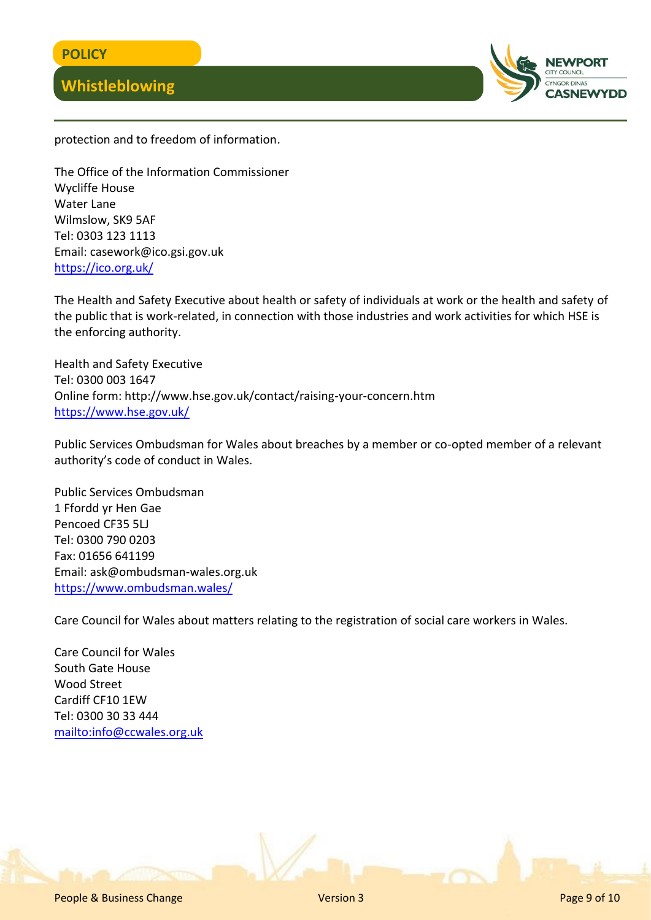protection and to freedom of information.

The Office of the Information Commissioner  
Wycliffe House  
Water Lane  
Wilmslow, SK9 5AF  
Tel: 0303 123 1113  
Email: casework@ico.gsi.gov.uk  
[https://ico.org.uk/](https://ico.org.uk/)

The Health and Safety Executive about health or safety of individuals at work or the health and safety of the public that is work-related, in connection with those industries and work activities for which HSE is the enforcing authority.

Health and Safety Executive  
Tel: 0300 003 1647  
Online form: http://www.hse.gov.uk/contact/raising-your-concern.htm  
[https://www.hse.gov.uk/](https://www.hse.gov.uk/)

Public Services Ombudsman for Wales about breaches by a member or co-opted member of a relevant authority's code of conduct in Wales.

Public Services Ombudsman  
1 Ffordd yr Hen Gae  
Pencoed CF35 5LJ  
Tel: 0300 790 0203  
Fax: 01656 641199  
Email: ask@ombudsman-wales.org.uk  
[https://www.ombudsman.wales/](https://www.ombudsman.wales/)

Care Council for Wales about matters relating to the registration of social care workers in Wales.

Care Council for Wales  
South Gate House  
Wood Street  
Cardiff CF10 1EW  
Tel: 0300 30 33 444  
[mailto:info@ccwales.org.uk](mailto:info@ccwales.org.uk)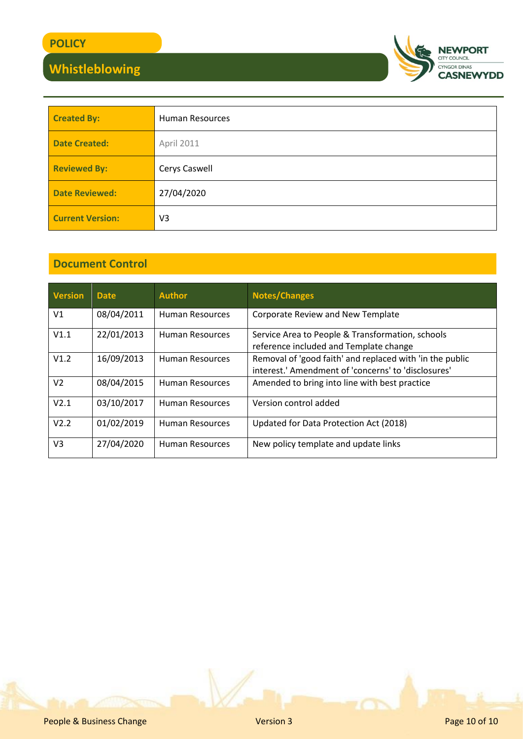**POLICY**

# Whistleblowing

| | |
|---|---|
| **Created By:** | Human Resources |
| **Date Created:** | April 2011 |
| **Reviewed By:** | Cerys Caswell |
| **Date Reviewed:** | 27/04/2020 |
| **Current Version:** | V3 |

## Document Control

| Version | Date | Author | Notes/Changes |
|---|---|---|---|
| V1 | 08/04/2011 | Human Resources | Corporate Review and New Template |
| V1.1 | 22/01/2013 | Human Resources | Service Area to People & Transformation, schools reference included and Template change |
| V1.2 | 16/09/2013 | Human Resources | Removal of 'good faith' and replaced with 'in the public interest.' Amendment of 'concerns' to 'disclosures' |
| V2 | 08/04/2015 | Human Resources | Amended to bring into line with best practice |
| V2.1 | 03/10/2017 | Human Resources | Version control added |
| V2.2 | 01/02/2019 | Human Resources | Updated for Data Protection Act (2018) |
| V3 | 27/04/2020 | Human Resources | New policy template and update links |